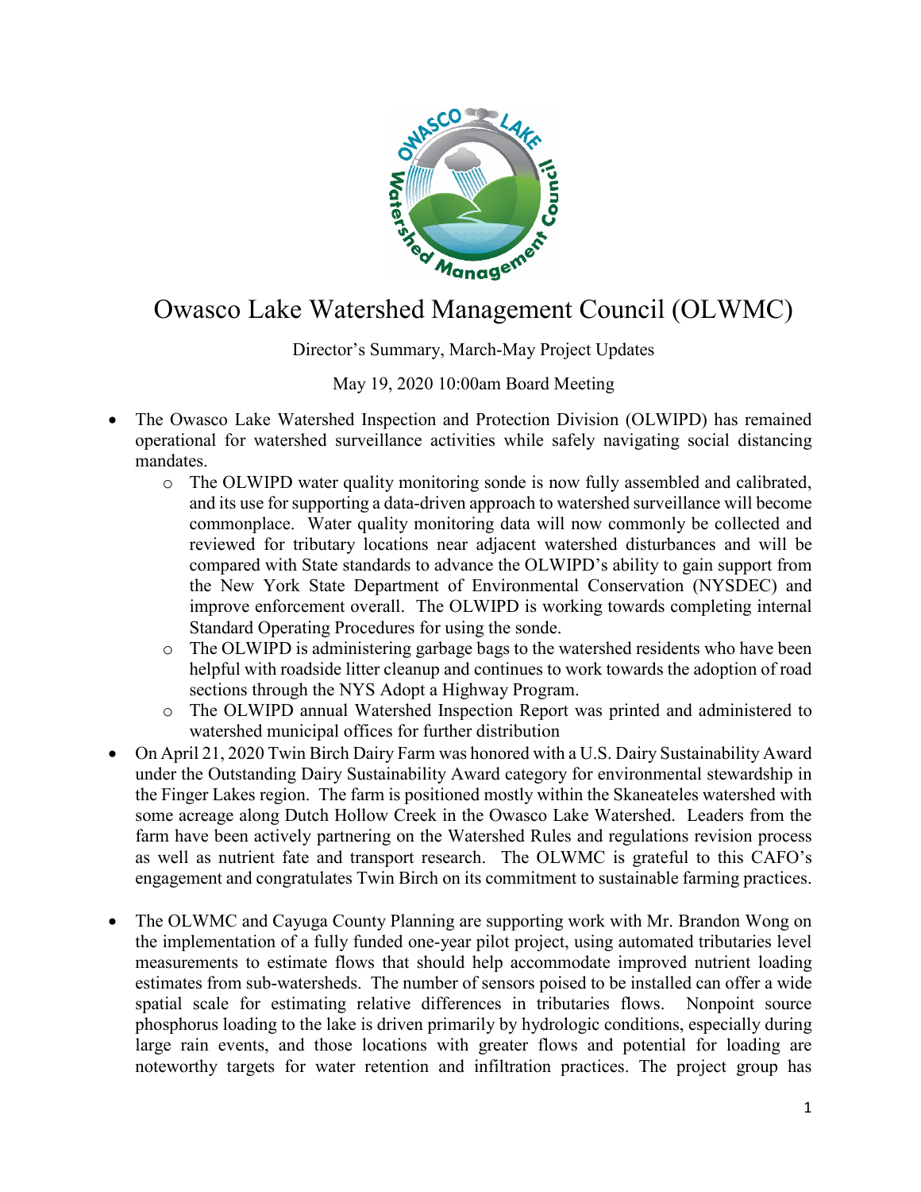# Owasco Lake Watershed Management Council (OLWMC)

Director's Summary, March-May Project Updates

May 19, 2020 10:00am Board Meeting

- The Owasco Lake Watershed Inspection and Protection Division (OLWIPD) has remained operational for watershed surveillance activities while safely navigating social distancing mandates.
    - The OLWIPD water quality monitoring sonde is now fully assembled and calibrated, and its use for supporting a data-driven approach to watershed surveillance will become commonplace. Water quality monitoring data will now commonly be collected and reviewed for tributary locations near adjacent watershed disturbances and will be compared with State standards to advance the OLWIPD's ability to gain support from the New York State Department of Environmental Conservation (NYSDEC) and improve enforcement overall. The OLWIPD is working towards completing internal Standard Operating Procedures for using the sonde.
    - The OLWIPD is administering garbage bags to the watershed residents who have been helpful with roadside litter cleanup and continues to work towards the adoption of road sections through the NYS Adopt a Highway Program.
    - The OLWIPD annual Watershed Inspection Report was printed and administered to watershed municipal offices for further distribution
- On April 21, 2020 Twin Birch Dairy Farm was honored with a U.S. Dairy Sustainability Award under the Outstanding Dairy Sustainability Award category for environmental stewardship in the Finger Lakes region. The farm is positioned mostly within the Skaneateles watershed with some acreage along Dutch Hollow Creek in the Owasco Lake Watershed. Leaders from the farm have been actively partnering on the Watershed Rules and regulations revision process as well as nutrient fate and transport research. The OLWMC is grateful to this CAFO's engagement and congratulates Twin Birch on its commitment to sustainable farming practices.
- The OLWMC and Cayuga County Planning are supporting work with Mr. Brandon Wong on the implementation of a fully funded one-year pilot project, using automated tributaries level measurements to estimate flows that should help accommodate improved nutrient loading estimates from sub-watersheds. The number of sensors poised to be installed can offer a wide spatial scale for estimating relative differences in tributaries flows. Nonpoint source phosphorus loading to the lake is driven primarily by hydrologic conditions, especially during large rain events, and those locations with greater flows and potential for loading are noteworthy targets for water retention and infiltration practices. The project group has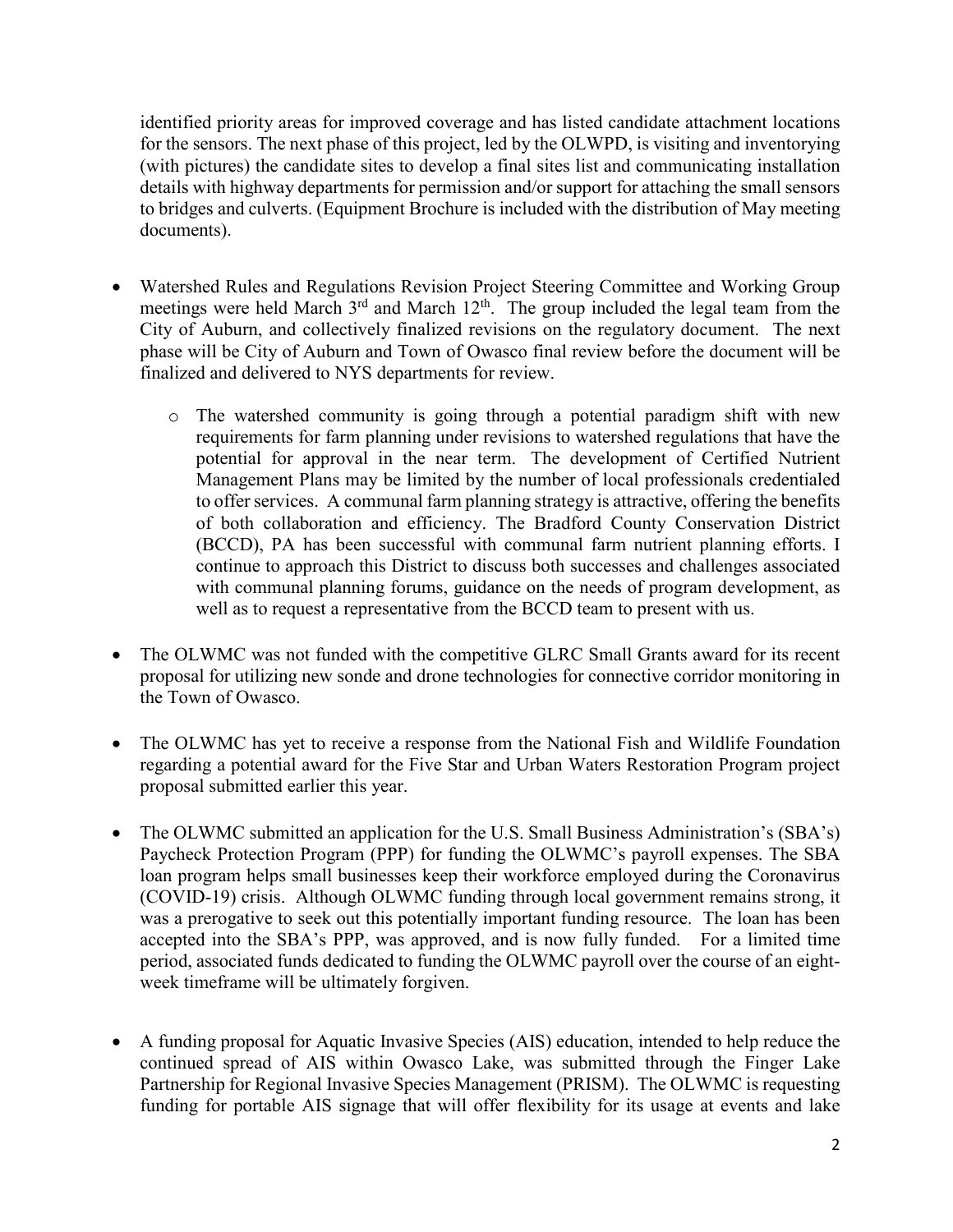identified priority areas for improved coverage and has listed candidate attachment locations for the sensors. The next phase of this project, led by the OLWPD, is visiting and inventorying (with pictures) the candidate sites to develop a final sites list and communicating installation details with highway departments for permission and/or support for attaching the small sensors to bridges and culverts. (Equipment Brochure is included with the distribution of May meeting documents).

- Watershed Rules and Regulations Revision Project Steering Committee and Working Group meetings were held March 3rd and March 12th. The group included the legal team from the City of Auburn, and collectively finalized revisions on the regulatory document. The next phase will be City of Auburn and Town of Owasco final review before the document will be finalized and delivered to NYS departments for review.
    - The watershed community is going through a potential paradigm shift with new requirements for farm planning under revisions to watershed regulations that have the potential for approval in the near term. The development of Certified Nutrient Management Plans may be limited by the number of local professionals credentialed to offer services. A communal farm planning strategy is attractive, offering the benefits of both collaboration and efficiency. The Bradford County Conservation District (BCCD), PA has been successful with communal farm nutrient planning efforts. I continue to approach this District to discuss both successes and challenges associated with communal planning forums, guidance on the needs of program development, as well as to request a representative from the BCCD team to present with us.
- The OLWMC was not funded with the competitive GLRC Small Grants award for its recent proposal for utilizing new sonde and drone technologies for connective corridor monitoring in the Town of Owasco.
- The OLWMC has yet to receive a response from the National Fish and Wildlife Foundation regarding a potential award for the Five Star and Urban Waters Restoration Program project proposal submitted earlier this year.
- The OLWMC submitted an application for the U.S. Small Business Administration's (SBA's) Paycheck Protection Program (PPP) for funding the OLWMC's payroll expenses. The SBA loan program helps small businesses keep their workforce employed during the Coronavirus (COVID-19) crisis. Although OLWMC funding through local government remains strong, it was a prerogative to seek out this potentially important funding resource. The loan has been accepted into the SBA's PPP, was approved, and is now fully funded. For a limited time period, associated funds dedicated to funding the OLWMC payroll over the course of an eight-week timeframe will be ultimately forgiven.
- A funding proposal for Aquatic Invasive Species (AIS) education, intended to help reduce the continued spread of AIS within Owasco Lake, was submitted through the Finger Lake Partnership for Regional Invasive Species Management (PRISM). The OLWMC is requesting funding for portable AIS signage that will offer flexibility for its usage at events and lake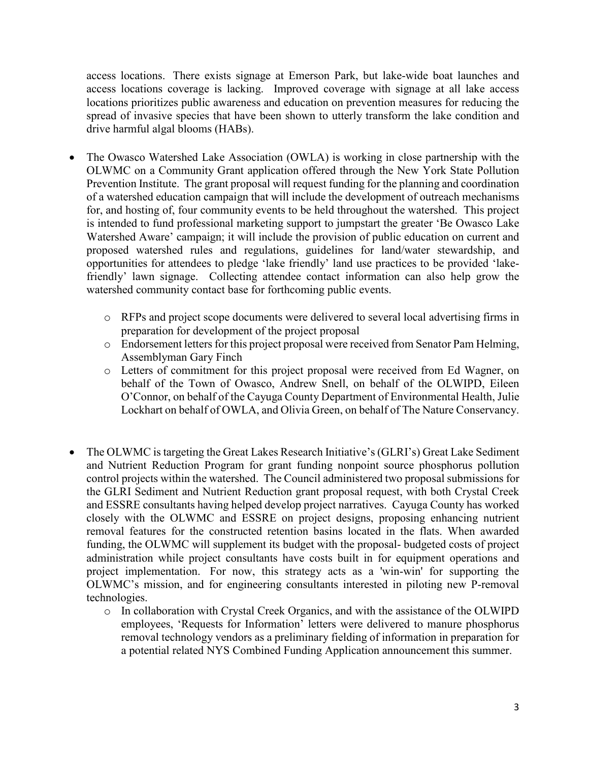access locations. There exists signage at Emerson Park, but lake-wide boat launches and access locations coverage is lacking. Improved coverage with signage at all lake access locations prioritizes public awareness and education on prevention measures for reducing the spread of invasive species that have been shown to utterly transform the lake condition and drive harmful algal blooms (HABs).

- The Owasco Watershed Lake Association (OWLA) is working in close partnership with the OLWMC on a Community Grant application offered through the New York State Pollution Prevention Institute. The grant proposal will request funding for the planning and coordination of a watershed education campaign that will include the development of outreach mechanisms for, and hosting of, four community events to be held throughout the watershed. This project is intended to fund professional marketing support to jumpstart the greater 'Be Owasco Lake Watershed Aware' campaign; it will include the provision of public education on current and proposed watershed rules and regulations, guidelines for land/water stewardship, and opportunities for attendees to pledge 'lake friendly' land use practices to be provided 'lake-friendly' lawn signage. Collecting attendee contact information can also help grow the watershed community contact base for forthcoming public events.
    - RFPs and project scope documents were delivered to several local advertising firms in preparation for development of the project proposal
    - Endorsement letters for this project proposal were received from Senator Pam Helming, Assemblyman Gary Finch
    - Letters of commitment for this project proposal were received from Ed Wagner, on behalf of the Town of Owasco, Andrew Snell, on behalf of the OLWIPD, Eileen O'Connor, on behalf of the Cayuga County Department of Environmental Health, Julie Lockhart on behalf of OWLA, and Olivia Green, on behalf of The Nature Conservancy.

- The OLWMC is targeting the Great Lakes Research Initiative's (GLRI's) Great Lake Sediment and Nutrient Reduction Program for grant funding nonpoint source phosphorus pollution control projects within the watershed. The Council administered two proposal submissions for the GLRI Sediment and Nutrient Reduction grant proposal request, with both Crystal Creek and ESSRE consultants having helped develop project narratives. Cayuga County has worked closely with the OLWMC and ESSRE on project designs, proposing enhancing nutrient removal features for the constructed retention basins located in the flats. When awarded funding, the OLWMC will supplement its budget with the proposal- budgeted costs of project administration while project consultants have costs built in for equipment operations and project implementation. For now, this strategy acts as a 'win-win' for supporting the OLWMC's mission, and for engineering consultants interested in piloting new P-removal technologies.
    - In collaboration with Crystal Creek Organics, and with the assistance of the OLWIPD employees, 'Requests for Information' letters were delivered to manure phosphorus removal technology vendors as a preliminary fielding of information in preparation for a potential related NYS Combined Funding Application announcement this summer.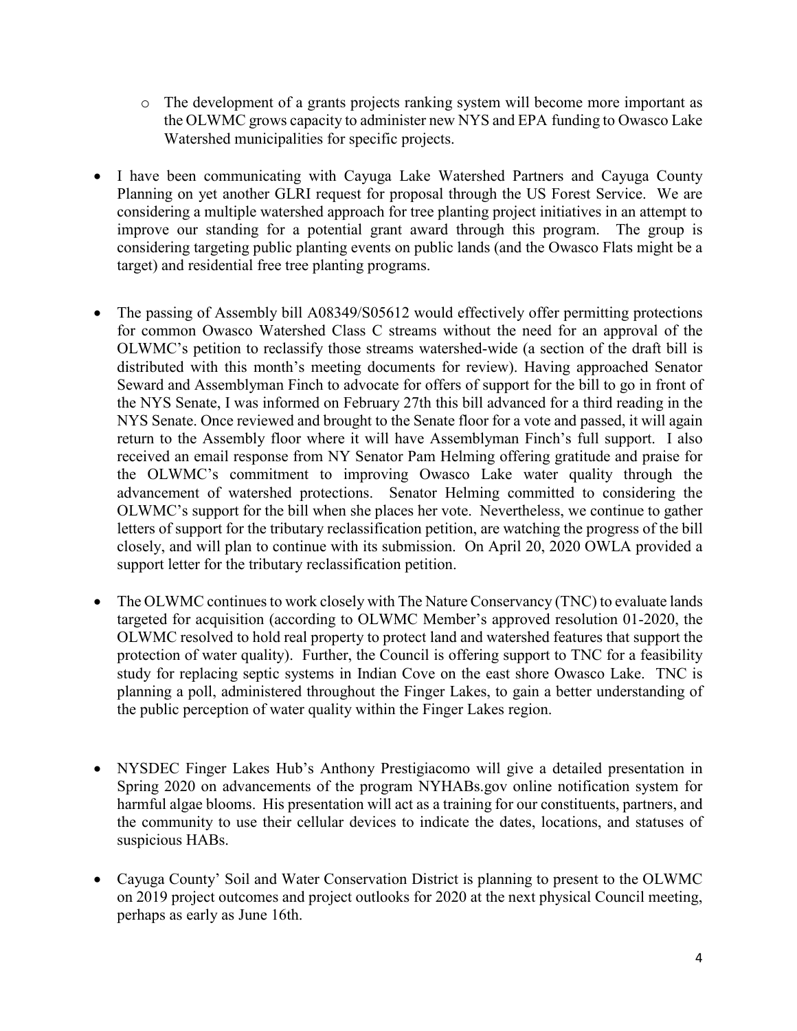- The development of a grants projects ranking system will become more important as the OLWMC grows capacity to administer new NYS and EPA funding to Owasco Lake Watershed municipalities for specific projects.

- I have been communicating with Cayuga Lake Watershed Partners and Cayuga County Planning on yet another GLRI request for proposal through the US Forest Service. We are considering a multiple watershed approach for tree planting project initiatives in an attempt to improve our standing for a potential grant award through this program. The group is considering targeting public planting events on public lands (and the Owasco Flats might be a target) and residential free tree planting programs.

- The passing of Assembly bill A08349/S05612 would effectively offer permitting protections for common Owasco Watershed Class C streams without the need for an approval of the OLWMC's petition to reclassify those streams watershed-wide (a section of the draft bill is distributed with this month's meeting documents for review). Having approached Senator Seward and Assemblyman Finch to advocate for offers of support for the bill to go in front of the NYS Senate, I was informed on February 27th this bill advanced for a third reading in the NYS Senate. Once reviewed and brought to the Senate floor for a vote and passed, it will again return to the Assembly floor where it will have Assemblyman Finch's full support. I also received an email response from NY Senator Pam Helming offering gratitude and praise for the OLWMC's commitment to improving Owasco Lake water quality through the advancement of watershed protections. Senator Helming committed to considering the OLWMC's support for the bill when she places her vote. Nevertheless, we continue to gather letters of support for the tributary reclassification petition, are watching the progress of the bill closely, and will plan to continue with its submission. On April 20, 2020 OWLA provided a support letter for the tributary reclassification petition.

- The OLWMC continues to work closely with The Nature Conservancy (TNC) to evaluate lands targeted for acquisition (according to OLWMC Member's approved resolution 01-2020, the OLWMC resolved to hold real property to protect land and watershed features that support the protection of water quality). Further, the Council is offering support to TNC for a feasibility study for replacing septic systems in Indian Cove on the east shore Owasco Lake. TNC is planning a poll, administered throughout the Finger Lakes, to gain a better understanding of the public perception of water quality within the Finger Lakes region.

- NYSDEC Finger Lakes Hub's Anthony Prestigiacomo will give a detailed presentation in Spring 2020 on advancements of the program NYHABs.gov online notification system for harmful algae blooms. His presentation will act as a training for our constituents, partners, and the community to use their cellular devices to indicate the dates, locations, and statuses of suspicious HABs.

- Cayuga County' Soil and Water Conservation District is planning to present to the OLWMC on 2019 project outcomes and project outlooks for 2020 at the next physical Council meeting, perhaps as early as June 16th.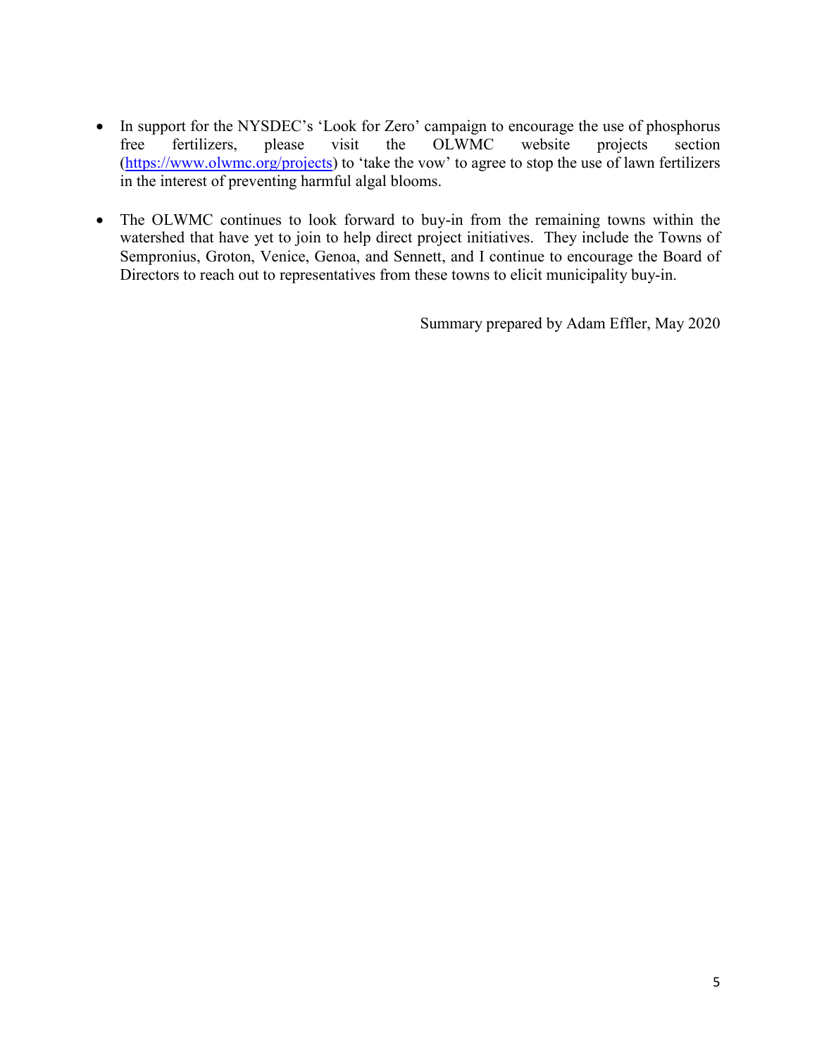- In support for the NYSDEC's 'Look for Zero' campaign to encourage the use of phosphorus free fertilizers, please visit the OLWMC website projects section (https://www.olwmc.org/projects) to 'take the vow' to agree to stop the use of lawn fertilizers in the interest of preventing harmful algal blooms.

- The OLWMC continues to look forward to buy-in from the remaining towns within the watershed that have yet to join to help direct project initiatives. They include the Towns of Sempronius, Groton, Venice, Genoa, and Sennett, and I continue to encourage the Board of Directors to reach out to representatives from these towns to elicit municipality buy-in.

Summary prepared by Adam Effler, May 2020